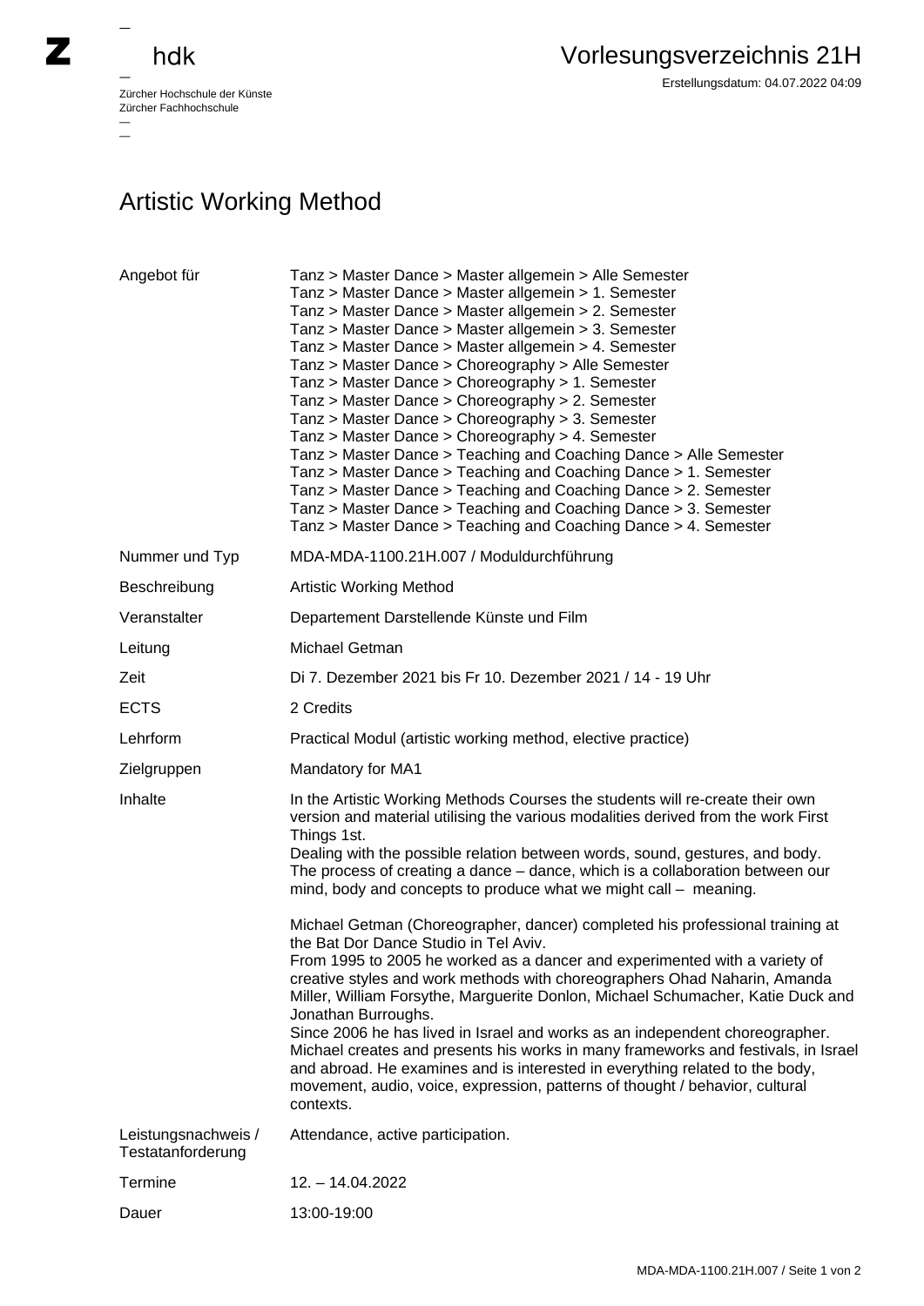hdk

Zürcher Hochschule der Künste
Zürcher Fachhochschule

# Vorlesungsverzeichnis 21H

Erstellungsdatum: 04.07.2022 04:09

## Artistic Working Method

| | |
|---|---|
| Angebot für | Tanz > Master Dance > Master allgemein > Alle Semester<br>Tanz > Master Dance > Master allgemein > 1. Semester<br>Tanz > Master Dance > Master allgemein > 2. Semester<br>Tanz > Master Dance > Master allgemein > 3. Semester<br>Tanz > Master Dance > Master allgemein > 4. Semester<br>Tanz > Master Dance > Choreography > Alle Semester<br>Tanz > Master Dance > Choreography > 1. Semester<br>Tanz > Master Dance > Choreography > 2. Semester<br>Tanz > Master Dance > Choreography > 3. Semester<br>Tanz > Master Dance > Choreography > 4. Semester<br>Tanz > Master Dance > Teaching and Coaching Dance > Alle Semester<br>Tanz > Master Dance > Teaching and Coaching Dance > 1. Semester<br>Tanz > Master Dance > Teaching and Coaching Dance > 2. Semester<br>Tanz > Master Dance > Teaching and Coaching Dance > 3. Semester<br>Tanz > Master Dance > Teaching and Coaching Dance > 4. Semester |
| Nummer und Typ | MDA-MDA-1100.21H.007 / Moduldurchführung |
| Beschreibung | Artistic Working Method |
| Veranstalter | Departement Darstellende Künste und Film |
| Leitung | Michael Getman |
| Zeit | Di 7. Dezember 2021 bis Fr 10. Dezember 2021 / 14 - 19 Uhr |
| ECTS | 2 Credits |
| Lehrform | Practical Modul (artistic working method, elective practice) |
| Zielgruppen | Mandatory for MA1 |
| Inhalte | In the Artistic Working Methods Courses the students will re-create their own version and material utilising the various modalities derived from the work First Things 1st.<br>Dealing with the possible relation between words, sound, gestures, and body. The process of creating a dance – dance, which is a collaboration between our mind, body and concepts to produce what we might call – meaning.<br><br>Michael Getman (Choreographer, dancer) completed his professional training at the Bat Dor Dance Studio in Tel Aviv.<br>From 1995 to 2005 he worked as a dancer and experimented with a variety of creative styles and work methods with choreographers Ohad Naharin, Amanda Miller, William Forsythe, Marguerite Donlon, Michael Schumacher, Katie Duck and Jonathan Burroughs.<br>Since 2006 he has lived in Israel and works as an independent choreographer. Michael creates and presents his works in many frameworks and festivals, in Israel and abroad. He examines and is interested in everything related to the body, movement, audio, voice, expression, patterns of thought / behavior, cultural contexts. |
| Leistungsnachweis / Testatanforderung | Attendance, active participation. |
| Termine | 12. – 14.04.2022 |
| Dauer | 13:00-19:00 |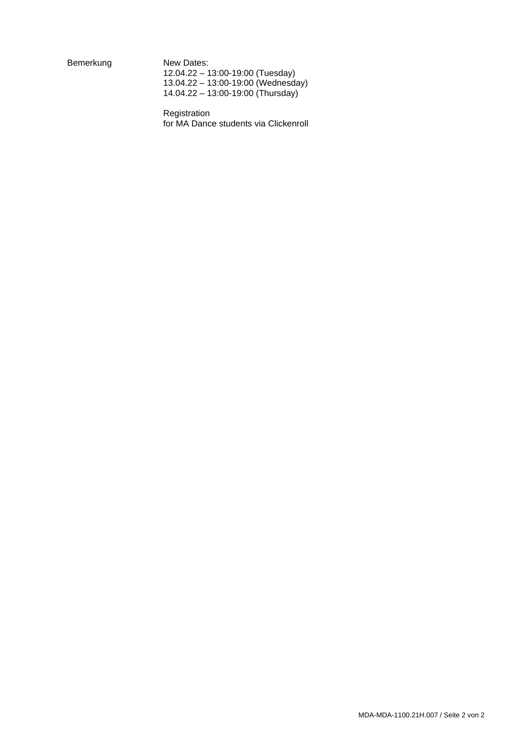| | |
|---|---|
| Bemerkung | New Dates:<br>12.04.22 – 13:00-19:00 (Tuesday)<br>13.04.22 – 13:00-19:00 (Wednesday)<br>14.04.22 – 13:00-19:00 (Thursday)<br><br>Registration<br>for MA Dance students via Clickenroll |